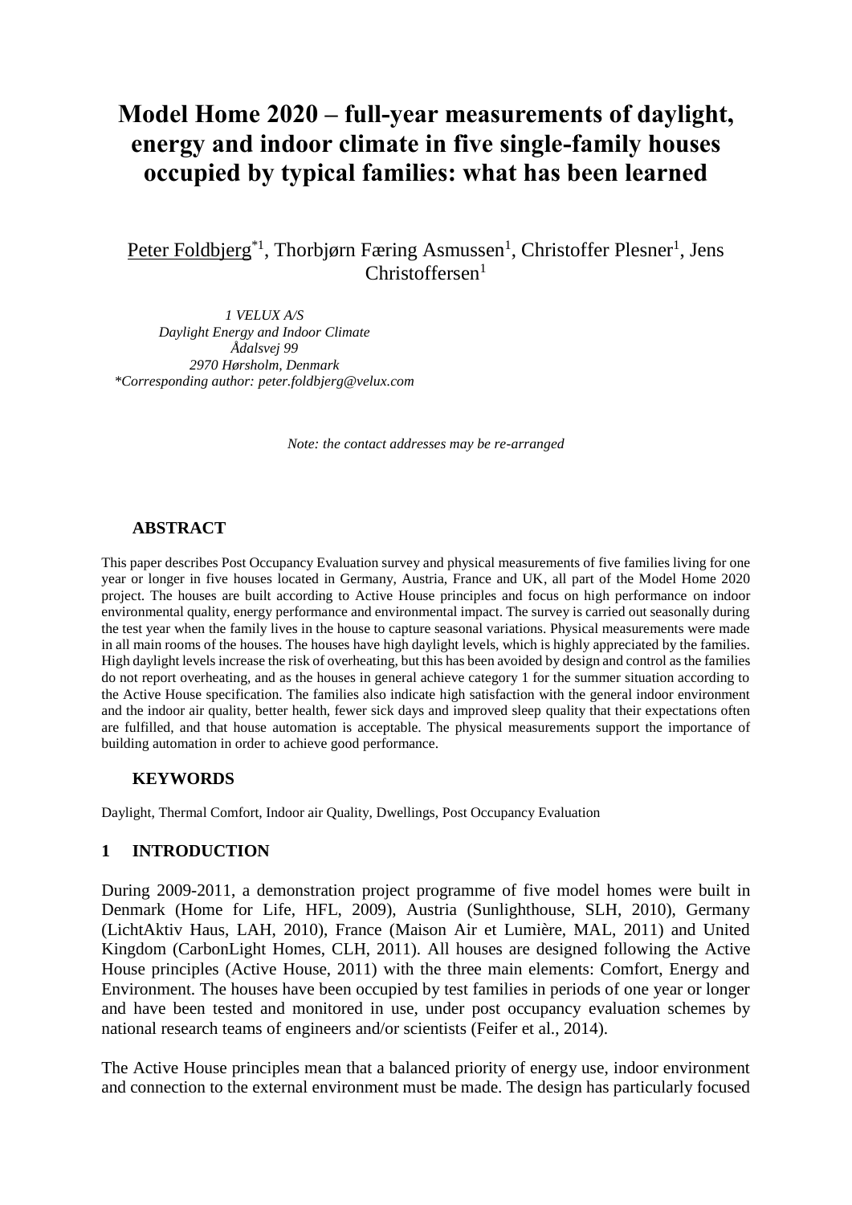# Model Home 2020 – full-year measurements of daylight, energy and indoor climate in five single-family houses occupied by typical families: what has been learned

Peter Foldbjerg*[1], Thorbjørn Færing Asmussen[1], Christoffer Plesner[1], Jens Christoffersen[1]

*1 VELUX A/S*
*Daylight Energy and Indoor Climate*
*Ådalsvej 99*
*2970 Hørsholm, Denmark*
*\*Corresponding author: peter.foldbjerg@velux.com*

*Note: the contact addresses may be re-arranged*

## ABSTRACT

This paper describes Post Occupancy Evaluation survey and physical measurements of five families living for one year or longer in five houses located in Germany, Austria, France and UK, all part of the Model Home 2020 project. The houses are built according to Active House principles and focus on high performance on indoor environmental quality, energy performance and environmental impact. The survey is carried out seasonally during the test year when the family lives in the house to capture seasonal variations. Physical measurements were made in all main rooms of the houses. The houses have high daylight levels, which is highly appreciated by the families. High daylight levels increase the risk of overheating, but this has been avoided by design and control as the families do not report overheating, and as the houses in general achieve category 1 for the summer situation according to the Active House specification. The families also indicate high satisfaction with the general indoor environment and the indoor air quality, better health, fewer sick days and improved sleep quality that their expectations often are fulfilled, and that house automation is acceptable. The physical measurements support the importance of building automation in order to achieve good performance.

## KEYWORDS

Daylight, Thermal Comfort, Indoor air Quality, Dwellings, Post Occupancy Evaluation

## 1 INTRODUCTION

During 2009-2011, a demonstration project programme of five model homes were built in Denmark (Home for Life, HFL, 2009), Austria (Sunlighthouse, SLH, 2010), Germany (LichtAktiv Haus, LAH, 2010), France (Maison Air et Lumière, MAL, 2011) and United Kingdom (CarbonLight Homes, CLH, 2011). All houses are designed following the Active House principles (Active House, 2011) with the three main elements: Comfort, Energy and Environment. The houses have been occupied by test families in periods of one year or longer and have been tested and monitored in use, under post occupancy evaluation schemes by national research teams of engineers and/or scientists (Feifer et al., 2014).

The Active House principles mean that a balanced priority of energy use, indoor environment and connection to the external environment must be made. The design has particularly focused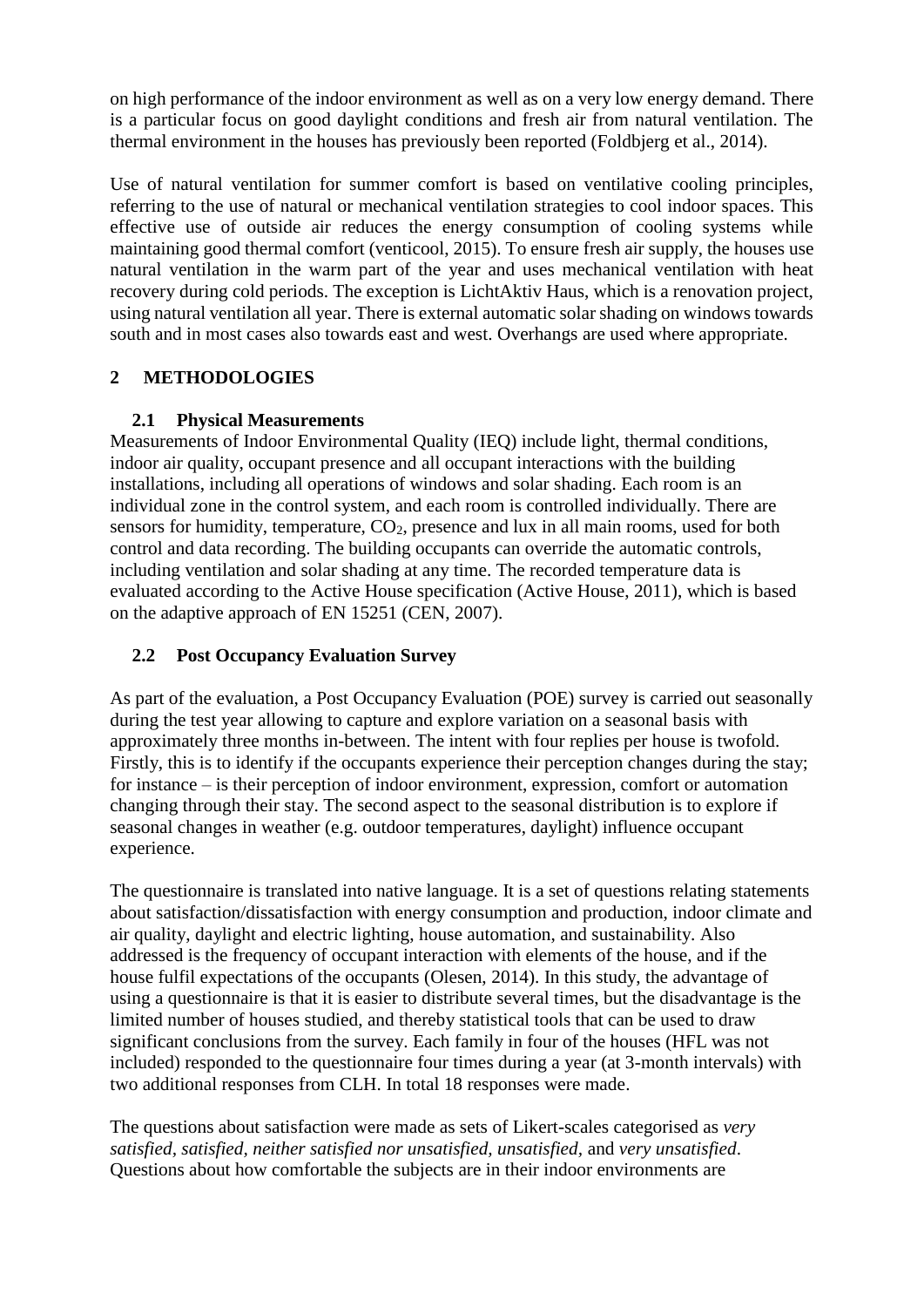on high performance of the indoor environment as well as on a very low energy demand. There is a particular focus on good daylight conditions and fresh air from natural ventilation. The thermal environment in the houses has previously been reported (Foldbjerg et al., 2014).

Use of natural ventilation for summer comfort is based on ventilative cooling principles, referring to the use of natural or mechanical ventilation strategies to cool indoor spaces. This effective use of outside air reduces the energy consumption of cooling systems while maintaining good thermal comfort (venticool, 2015). To ensure fresh air supply, the houses use natural ventilation in the warm part of the year and uses mechanical ventilation with heat recovery during cold periods. The exception is LichtAktiv Haus, which is a renovation project, using natural ventilation all year. There is external automatic solar shading on windows towards south and in most cases also towards east and west. Overhangs are used where appropriate.

## 2 METHODOLOGIES

### 2.1 Physical Measurements

Measurements of Indoor Environmental Quality (IEQ) include light, thermal conditions, indoor air quality, occupant presence and all occupant interactions with the building installations, including all operations of windows and solar shading. Each room is an individual zone in the control system, and each room is controlled individually. There are sensors for humidity, temperature, $CO_2$, presence and lux in all main rooms, used for both control and data recording. The building occupants can override the automatic controls, including ventilation and solar shading at any time. The recorded temperature data is evaluated according to the Active House specification (Active House, 2011), which is based on the adaptive approach of EN 15251 (CEN, 2007).

### 2.2 Post Occupancy Evaluation Survey

As part of the evaluation, a Post Occupancy Evaluation (POE) survey is carried out seasonally during the test year allowing to capture and explore variation on a seasonal basis with approximately three months in-between. The intent with four replies per house is twofold. Firstly, this is to identify if the occupants experience their perception changes during the stay; for instance – is their perception of indoor environment, expression, comfort or automation changing through their stay. The second aspect to the seasonal distribution is to explore if seasonal changes in weather (e.g. outdoor temperatures, daylight) influence occupant experience.

The questionnaire is translated into native language. It is a set of questions relating statements about satisfaction/dissatisfaction with energy consumption and production, indoor climate and air quality, daylight and electric lighting, house automation, and sustainability. Also addressed is the frequency of occupant interaction with elements of the house, and if the house fulfil expectations of the occupants (Olesen, 2014). In this study, the advantage of using a questionnaire is that it is easier to distribute several times, but the disadvantage is the limited number of houses studied, and thereby statistical tools that can be used to draw significant conclusions from the survey. Each family in four of the houses (HFL was not included) responded to the questionnaire four times during a year (at 3-month intervals) with two additional responses from CLH. In total 18 responses were made.

The questions about satisfaction were made as sets of Likert-scales categorised as *very satisfied*, *satisfied*, *neither satisfied nor unsatisfied*, *unsatisfied*, and *very unsatisfied*. Questions about how comfortable the subjects are in their indoor environments are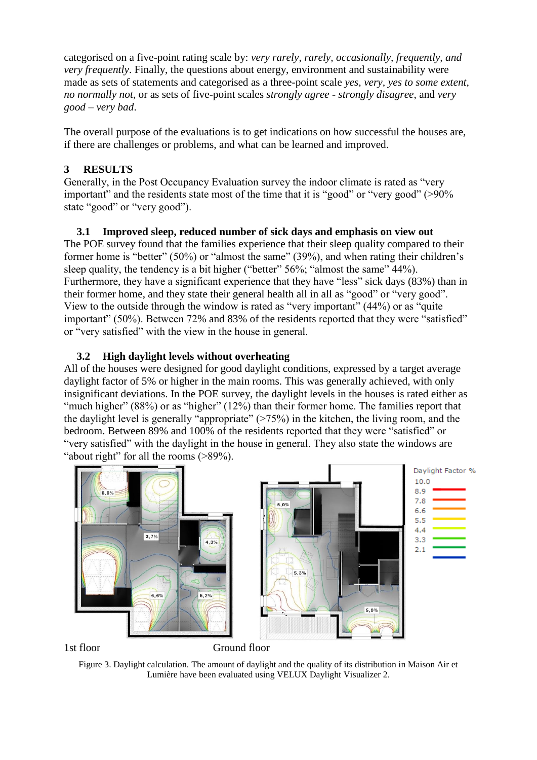categorised on a five-point rating scale by: *very rarely, rarely, occasionally, frequently, and very frequently*. Finally, the questions about energy, environment and sustainability were made as sets of statements and categorised as a three-point scale *yes, very, yes to some extent, no normally not*, or as sets of five-point scales *strongly agree - strongly disagree*, and *very good – very bad*.

The overall purpose of the evaluations is to get indications on how successful the houses are, if there are challenges or problems, and what can be learned and improved.

## 3 RESULTS

Generally, in the Post Occupancy Evaluation survey the indoor climate is rated as "very important" and the residents state most of the time that it is "good" or "very good" (>90% state "good" or "very good").

### 3.1 Improved sleep, reduced number of sick days and emphasis on view out

The POE survey found that the families experience that their sleep quality compared to their former home is "better" (50%) or "almost the same" (39%), and when rating their children's sleep quality, the tendency is a bit higher ("better" 56%; "almost the same" 44%). Furthermore, they have a significant experience that they have "less" sick days (83%) than in their former home, and they state their general health all in all as "good" or "very good". View to the outside through the window is rated as "very important" (44%) or as "quite important" (50%). Between 72% and 83% of the residents reported that they were "satisfied" or "very satisfied" with the view in the house in general.

### 3.2 High daylight levels without overheating

All of the houses were designed for good daylight conditions, expressed by a target average daylight factor of 5% or higher in the main rooms. This was generally achieved, with only insignificant deviations. In the POE survey, the daylight levels in the houses is rated either as "much higher" (88%) or as "higher" (12%) than their former home. The families report that the daylight level is generally "appropriate" (>75%) in the kitchen, the living room, and the bedroom. Between 89% and 100% of the residents reported that they were "satisfied" or "very satisfied" with the daylight in the house in general. They also state the windows are "about right" for all the rooms (>89%).

1st floor Ground floor

Figure 3. Daylight calculation. The amount of daylight and the quality of its distribution in Maison Air et Lumière have been evaluated using VELUX Daylight Visualizer 2.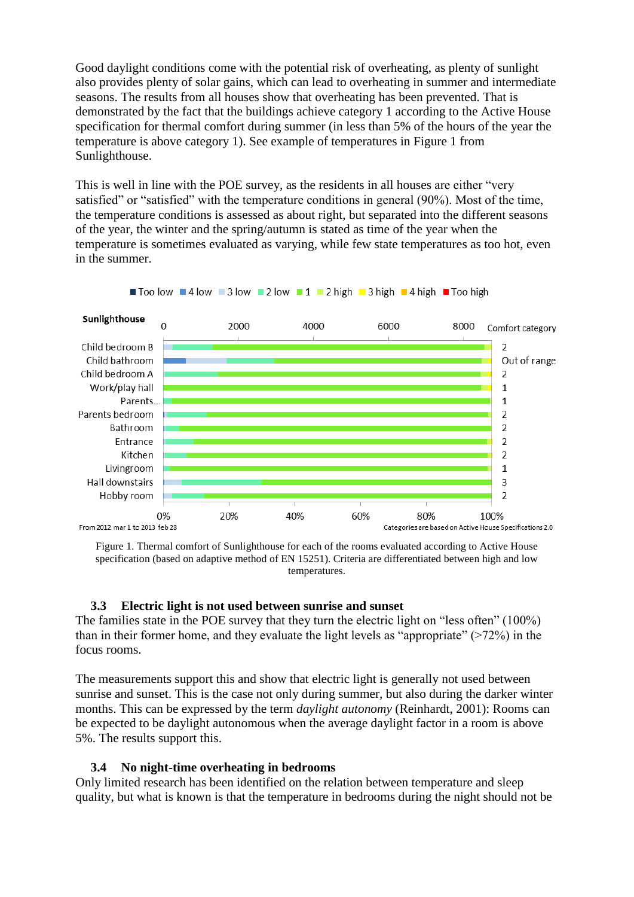Good daylight conditions come with the potential risk of overheating, as plenty of sunlight also provides plenty of solar gains, which can lead to overheating in summer and intermediate seasons. The results from all houses show that overheating has been prevented. That is demonstrated by the fact that the buildings achieve category 1 according to the Active House specification for thermal comfort during summer (in less than 5% of the hours of the year the temperature is above category 1). See example of temperatures in Figure 1 from Sunlighthouse.

This is well in line with the POE survey, as the residents in all houses are either "very satisfied" or "satisfied" with the temperature conditions in general (90%). Most of the time, the temperature conditions is assessed as about right, but separated into the different seasons of the year, the winter and the spring/autumn is stated as time of the year when the temperature is sometimes evaluated as varying, while few state temperatures as too hot, even in the summer.

Figure 1. Thermal comfort of Sunlighthouse for each of the rooms evaluated according to Active House specification (based on adaptive method of EN 15251). Criteria are differentiated between high and low temperatures.

### 3.3 Electric light is not used between sunrise and sunset

The families state in the POE survey that they turn the electric light on "less often" (100%) than in their former home, and they evaluate the light levels as "appropriate" (>72%) in the focus rooms.

The measurements support this and show that electric light is generally not used between sunrise and sunset. This is the case not only during summer, but also during the darker winter months. This can be expressed by the term *daylight autonomy* (Reinhardt, 2001): Rooms can be expected to be daylight autonomous when the average daylight factor in a room is above 5%. The results support this.

### 3.4 No night-time overheating in bedrooms

Only limited research has been identified on the relation between temperature and sleep quality, but what is known is that the temperature in bedrooms during the night should not be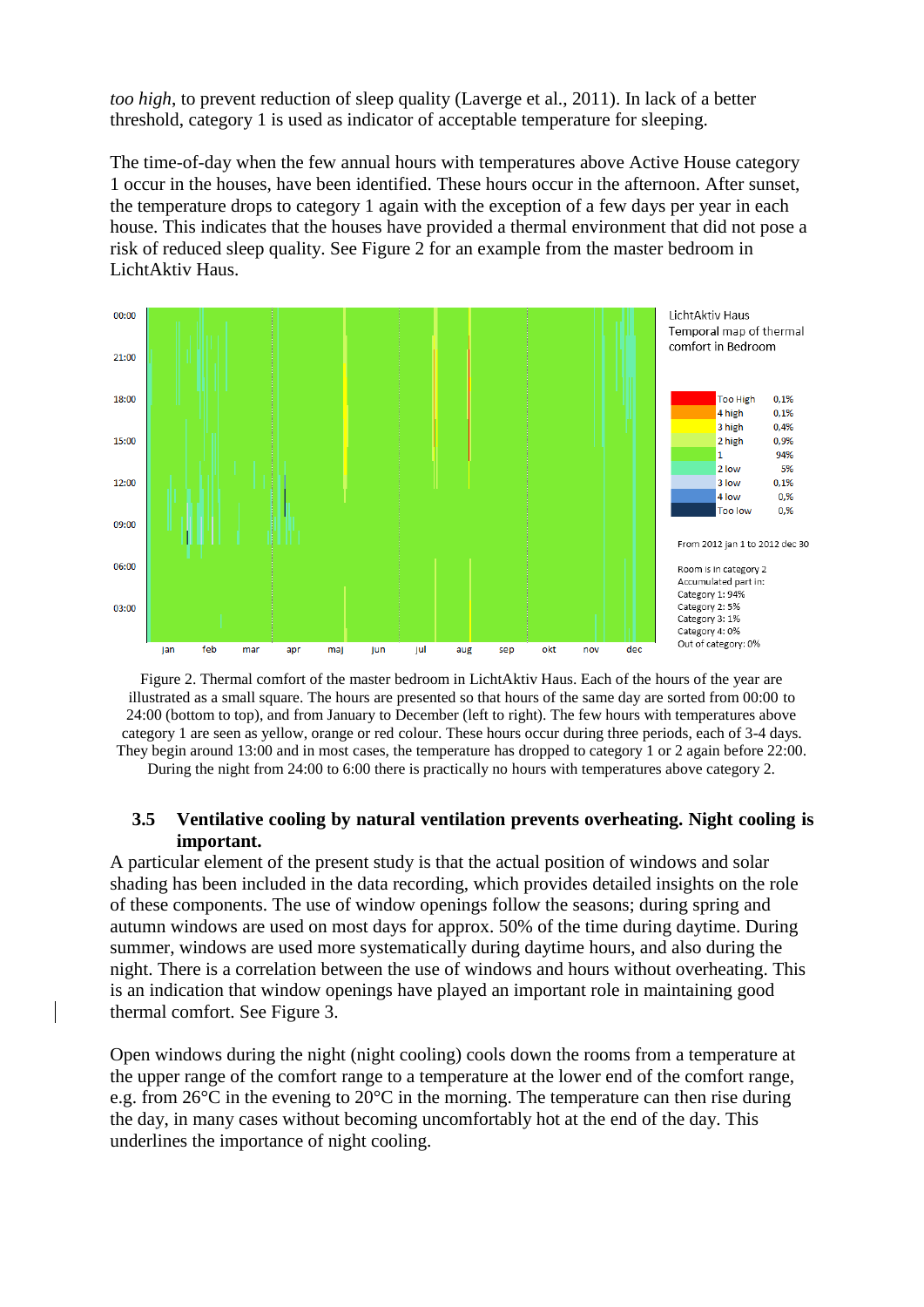*too high*, to prevent reduction of sleep quality (Laverge et al., 2011). In lack of a better threshold, category 1 is used as indicator of acceptable temperature for sleeping.

The time-of-day when the few annual hours with temperatures above Active House category 1 occur in the houses, have been identified. These hours occur in the afternoon. After sunset, the temperature drops to category 1 again with the exception of a few days per year in each house. This indicates that the houses have provided a thermal environment that did not pose a risk of reduced sleep quality. See Figure 2 for an example from the master bedroom in LichtAktiv Haus.

Figure 2. Thermal comfort of the master bedroom in LichtAktiv Haus. Each of the hours of the year are illustrated as a small square. The hours are presented so that hours of the same day are sorted from 00:00 to 24:00 (bottom to top), and from January to December (left to right). The few hours with temperatures above category 1 are seen as yellow, orange or red colour. These hours occur during three periods, each of 3-4 days. They begin around 13:00 and in most cases, the temperature has dropped to category 1 or 2 again before 22:00. During the night from 24:00 to 6:00 there is practically no hours with temperatures above category 2.

## 3.5 Ventilative cooling by natural ventilation prevents overheating. Night cooling is important.

A particular element of the present study is that the actual position of windows and solar shading has been included in the data recording, which provides detailed insights on the role of these components. The use of window openings follow the seasons; during spring and autumn windows are used on most days for approx. 50% of the time during daytime. During summer, windows are used more systematically during daytime hours, and also during the night. There is a correlation between the use of windows and hours without overheating. This is an indication that window openings have played an important role in maintaining good thermal comfort. See Figure 3.

Open windows during the night (night cooling) cools down the rooms from a temperature at the upper range of the comfort range to a temperature at the lower end of the comfort range, e.g. from 26°C in the evening to 20°C in the morning. The temperature can then rise during the day, in many cases without becoming uncomfortably hot at the end of the day. This underlines the importance of night cooling.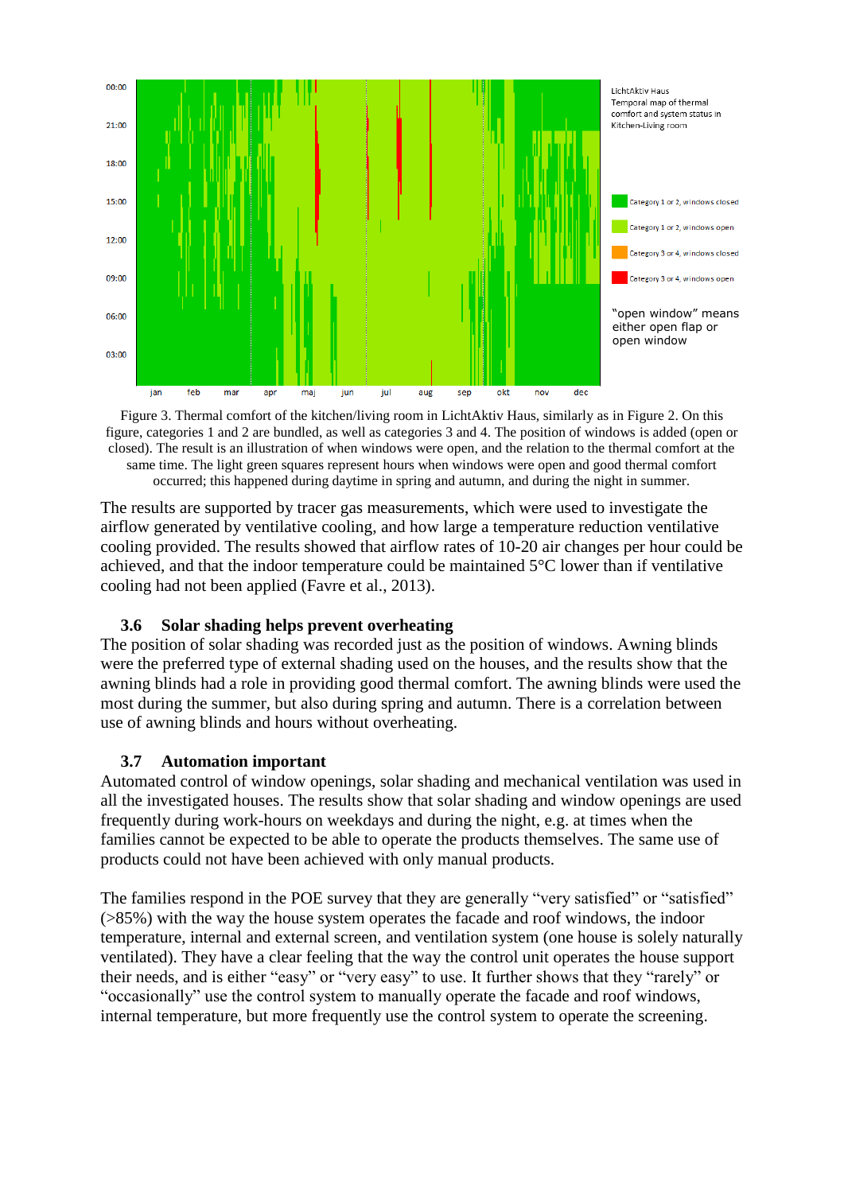Figure 3. Thermal comfort of the kitchen/living room in LichtAktiv Haus, similarly as in Figure 2. On this figure, categories 1 and 2 are bundled, as well as categories 3 and 4. The position of windows is added (open or closed). The result is an illustration of when windows were open, and the relation to the thermal comfort at the same time. The light green squares represent hours when windows were open and good thermal comfort occurred; this happened during daytime in spring and autumn, and during the night in summer.

The results are supported by tracer gas measurements, which were used to investigate the airflow generated by ventilative cooling, and how large a temperature reduction ventilative cooling provided. The results showed that airflow rates of 10-20 air changes per hour could be achieved, and that the indoor temperature could be maintained 5°C lower than if ventilative cooling had not been applied (Favre et al., 2013).

### 3.6 Solar shading helps prevent overheating

The position of solar shading was recorded just as the position of windows. Awning blinds were the preferred type of external shading used on the houses, and the results show that the awning blinds had a role in providing good thermal comfort. The awning blinds were used the most during the summer, but also during spring and autumn. There is a correlation between use of awning blinds and hours without overheating.

### 3.7 Automation important

Automated control of window openings, solar shading and mechanical ventilation was used in all the investigated houses. The results show that solar shading and window openings are used frequently during work-hours on weekdays and during the night, e.g. at times when the families cannot be expected to be able to operate the products themselves. The same use of products could not have been achieved with only manual products.

The families respond in the POE survey that they are generally "very satisfied" or "satisfied" (>85%) with the way the house system operates the facade and roof windows, the indoor temperature, internal and external screen, and ventilation system (one house is solely naturally ventilated). They have a clear feeling that the way the control unit operates the house support their needs, and is either "easy" or "very easy" to use. It further shows that they "rarely" or "occasionally" use the control system to manually operate the facade and roof windows, internal temperature, but more frequently use the control system to operate the screening.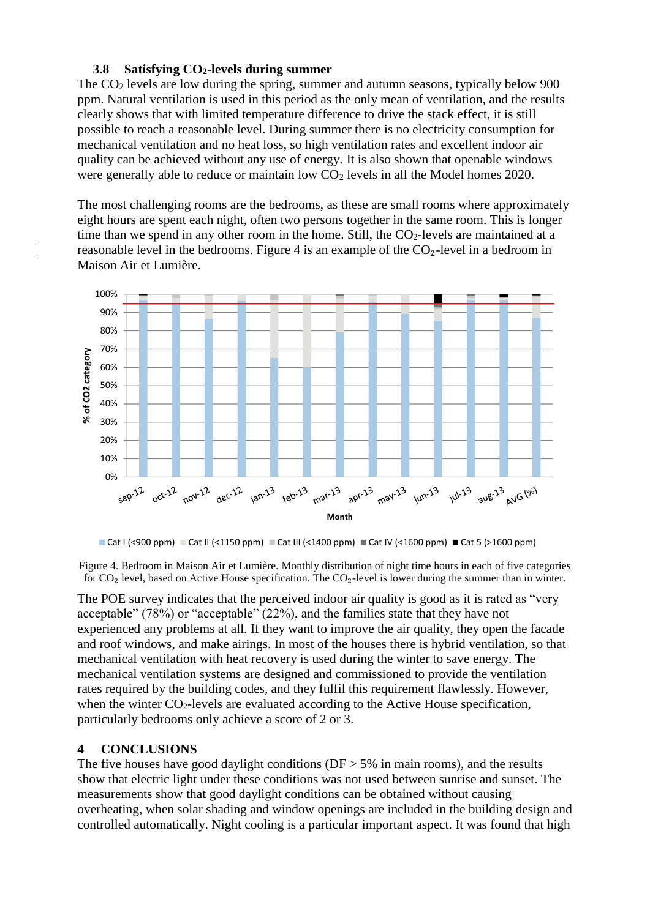### 3.8 Satisfying $CO_2$-levels during summer

The $CO_2$ levels are low during the spring, summer and autumn seasons, typically below 900 ppm. Natural ventilation is used in this period as the only mean of ventilation, and the results clearly shows that with limited temperature difference to drive the stack effect, it is still possible to reach a reasonable level. During summer there is no electricity consumption for mechanical ventilation and no heat loss, so high ventilation rates and excellent indoor air quality can be achieved without any use of energy. It is also shown that openable windows were generally able to reduce or maintain low $CO_2$ levels in all the Model homes 2020.

The most challenging rooms are the bedrooms, as these are small rooms where approximately eight hours are spent each night, often two persons together in the same room. This is longer time than we spend in any other room in the home. Still, the $CO_2$-levels are maintained at a reasonable level in the bedrooms. Figure 4 is an example of the $CO_2$-level in a bedroom in Maison Air et Lumière.

Figure 4. Bedroom in Maison Air et Lumière. Monthly distribution of night time hours in each of five categories for $CO_2$ level, based on Active House specification. The $CO_2$-level is lower during the summer than in winter.

The POE survey indicates that the perceived indoor air quality is good as it is rated as "very acceptable" (78%) or "acceptable" (22%), and the families state that they have not experienced any problems at all. If they want to improve the air quality, they open the facade and roof windows, and make airings. In most of the houses there is hybrid ventilation, so that mechanical ventilation with heat recovery is used during the winter to save energy. The mechanical ventilation systems are designed and commissioned to provide the ventilation rates required by the building codes, and they fulfil this requirement flawlessly. However, when the winter $CO_2$-levels are evaluated according to the Active House specification, particularly bedrooms only achieve a score of 2 or 3.

## 4 CONCLUSIONS

The five houses have good daylight conditions (DF > 5% in main rooms), and the results show that electric light under these conditions was not used between sunrise and sunset. The measurements show that good daylight conditions can be obtained without causing overheating, when solar shading and window openings are included in the building design and controlled automatically. Night cooling is a particular important aspect. It was found that high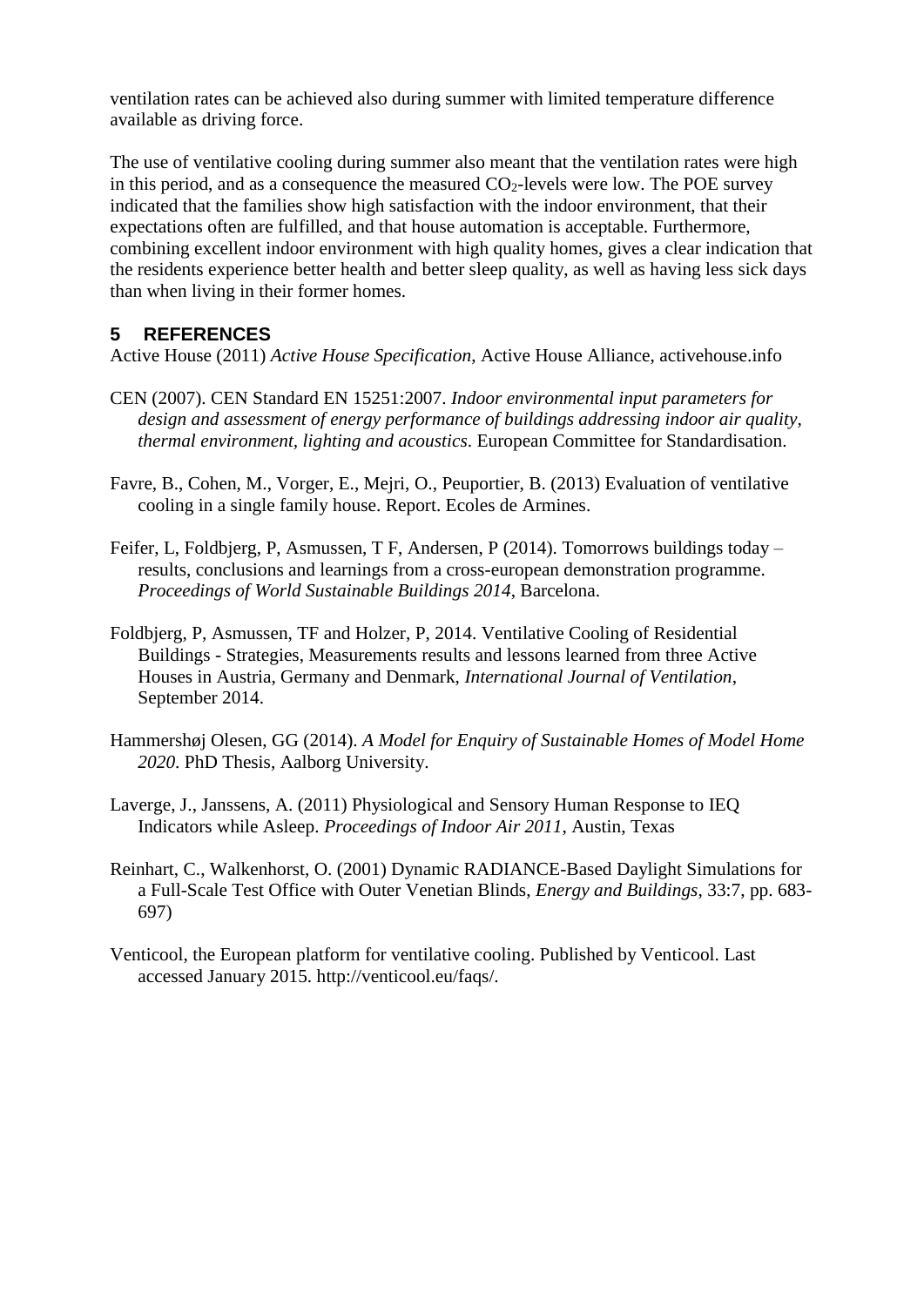ventilation rates can be achieved also during summer with limited temperature difference available as driving force.

The use of ventilative cooling during summer also meant that the ventilation rates were high in this period, and as a consequence the measured $CO_2$-levels were low. The POE survey indicated that the families show high satisfaction with the indoor environment, that their expectations often are fulfilled, and that house automation is acceptable. Furthermore, combining excellent indoor environment with high quality homes, gives a clear indication that the residents experience better health and better sleep quality, as well as having less sick days than when living in their former homes.

## 5 REFERENCES

Active House (2011) *Active House Specification*, Active House Alliance, activehouse.info

CEN (2007). CEN Standard EN 15251:2007. *Indoor environmental input parameters for design and assessment of energy performance of buildings addressing indoor air quality, thermal environment, lighting and acoustics*. European Committee for Standardisation.

Favre, B., Cohen, M., Vorger, E., Mejri, O., Peuportier, B. (2013) Evaluation of ventilative cooling in a single family house. Report. Ecoles de Armines.

Feifer, L, Foldbjerg, P, Asmussen, T F, Andersen, P (2014). Tomorrows buildings today – results, conclusions and learnings from a cross-european demonstration programme. *Proceedings of World Sustainable Buildings 2014*, Barcelona.

Foldbjerg, P, Asmussen, TF and Holzer, P, 2014. Ventilative Cooling of Residential Buildings - Strategies, Measurements results and lessons learned from three Active Houses in Austria, Germany and Denmark, *International Journal of Ventilation*, September 2014.

Hammershøj Olesen, GG (2014). *A Model for Enquiry of Sustainable Homes of Model Home 2020*. PhD Thesis, Aalborg University.

Laverge, J., Janssens, A. (2011) Physiological and Sensory Human Response to IEQ Indicators while Asleep. *Proceedings of Indoor Air 2011*, Austin, Texas

Reinhart, C., Walkenhorst, O. (2001) Dynamic RADIANCE-Based Daylight Simulations for a Full-Scale Test Office with Outer Venetian Blinds, *Energy and Buildings*, 33:7, pp. 683-697)

Venticool, the European platform for ventilative cooling. Published by Venticool. Last accessed January 2015. http://venticool.eu/faqs/.